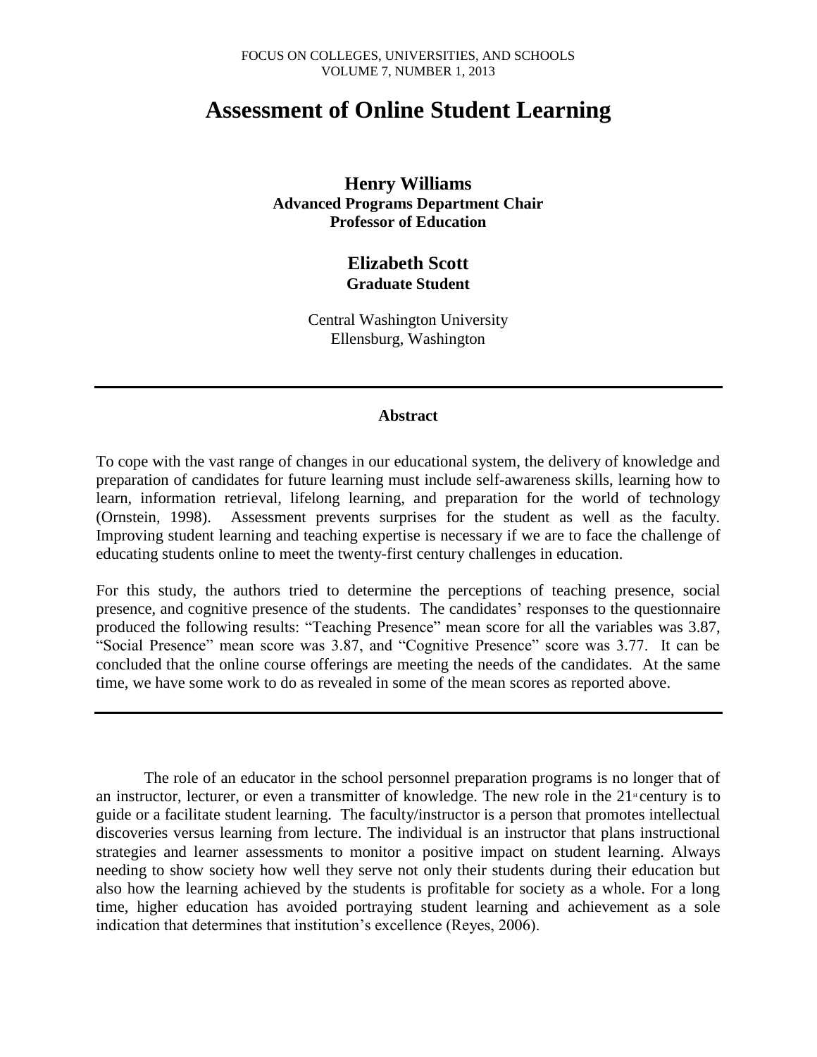# Assessment of Online Student Learning

**Henry Williams**
**Advanced Programs Department Chair**
**Professor of Education**

**Elizabeth Scott**
**Graduate Student**

Central Washington University
Ellensburg, Washington

---

### Abstract

To cope with the vast range of changes in our educational system, the delivery of knowledge and preparation of candidates for future learning must include self-awareness skills, learning how to learn, information retrieval, lifelong learning, and preparation for the world of technology (Ornstein, 1998). Assessment prevents surprises for the student as well as the faculty. Improving student learning and teaching expertise is necessary if we are to face the challenge of educating students online to meet the twenty-first century challenges in education.

For this study, the authors tried to determine the perceptions of teaching presence, social presence, and cognitive presence of the students. The candidates' responses to the questionnaire produced the following results: "Teaching Presence" mean score for all the variables was 3.87, "Social Presence" mean score was 3.87, and "Cognitive Presence" score was 3.77. It can be concluded that the online course offerings are meeting the needs of the candidates. At the same time, we have some work to do as revealed in some of the mean scores as reported above.

---

The role of an educator in the school personnel preparation programs is no longer that of an instructor, lecturer, or even a transmitter of knowledge. The new role in the 21st century is to guide or a facilitate student learning. The faculty/instructor is a person that promotes intellectual discoveries versus learning from lecture. The individual is an instructor that plans instructional strategies and learner assessments to monitor a positive impact on student learning. Always needing to show society how well they serve not only their students during their education but also how the learning achieved by the students is profitable for society as a whole. For a long time, higher education has avoided portraying student learning and achievement as a sole indication that determines that institution's excellence (Reyes, 2006).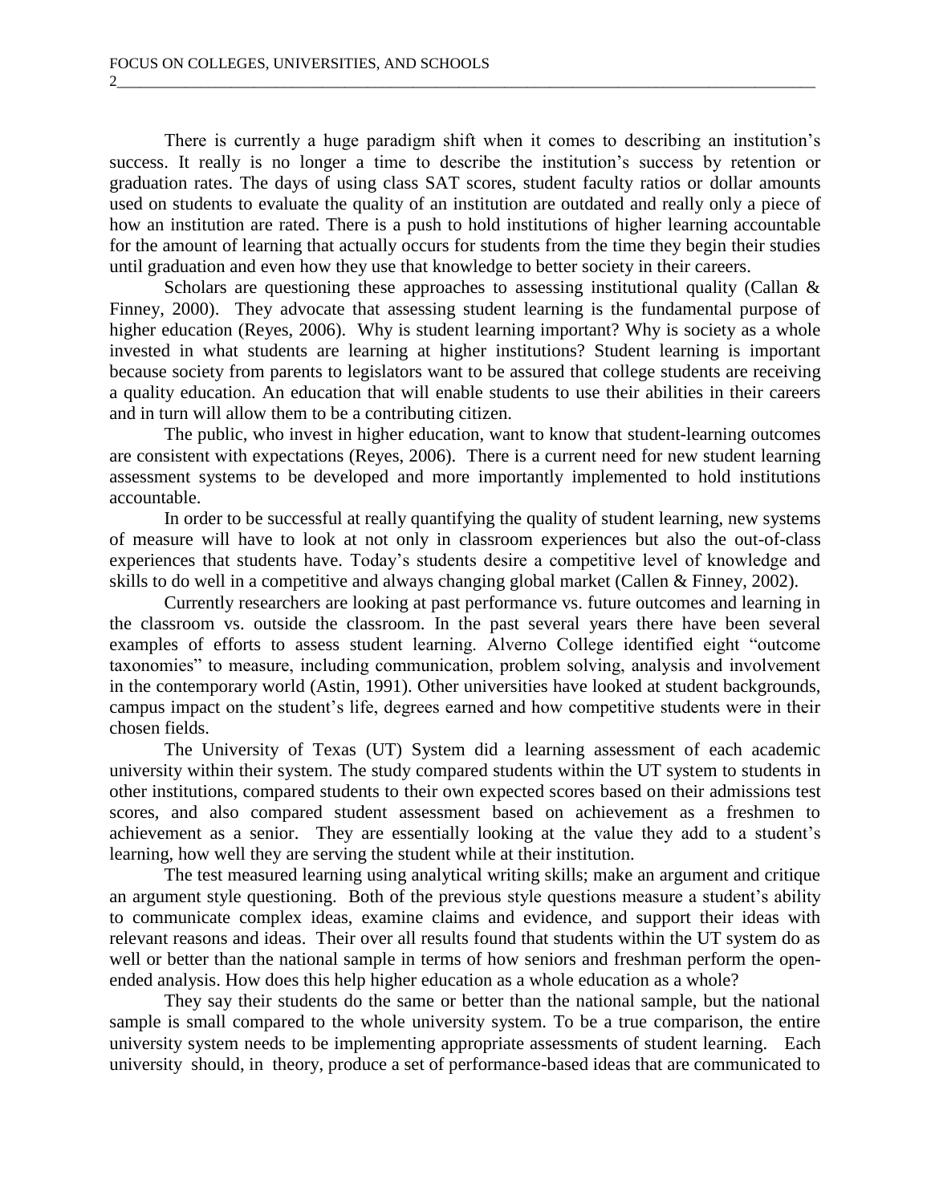There is currently a huge paradigm shift when it comes to describing an institution's success. It really is no longer a time to describe the institution's success by retention or graduation rates. The days of using class SAT scores, student faculty ratios or dollar amounts used on students to evaluate the quality of an institution are outdated and really only a piece of how an institution are rated. There is a push to hold institutions of higher learning accountable for the amount of learning that actually occurs for students from the time they begin their studies until graduation and even how they use that knowledge to better society in their careers.

Scholars are questioning these approaches to assessing institutional quality (Callan & Finney, 2000). They advocate that assessing student learning is the fundamental purpose of higher education (Reyes, 2006). Why is student learning important? Why is society as a whole invested in what students are learning at higher institutions? Student learning is important because society from parents to legislators want to be assured that college students are receiving a quality education. An education that will enable students to use their abilities in their careers and in turn will allow them to be a contributing citizen.

The public, who invest in higher education, want to know that student-learning outcomes are consistent with expectations (Reyes, 2006). There is a current need for new student learning assessment systems to be developed and more importantly implemented to hold institutions accountable.

In order to be successful at really quantifying the quality of student learning, new systems of measure will have to look at not only in classroom experiences but also the out-of-class experiences that students have. Today's students desire a competitive level of knowledge and skills to do well in a competitive and always changing global market (Callen & Finney, 2002).

Currently researchers are looking at past performance vs. future outcomes and learning in the classroom vs. outside the classroom. In the past several years there have been several examples of efforts to assess student learning. Alverno College identified eight "outcome taxonomies" to measure, including communication, problem solving, analysis and involvement in the contemporary world (Astin, 1991). Other universities have looked at student backgrounds, campus impact on the student's life, degrees earned and how competitive students were in their chosen fields.

The University of Texas (UT) System did a learning assessment of each academic university within their system. The study compared students within the UT system to students in other institutions, compared students to their own expected scores based on their admissions test scores, and also compared student assessment based on achievement as a freshmen to achievement as a senior. They are essentially looking at the value they add to a student's learning, how well they are serving the student while at their institution.

The test measured learning using analytical writing skills; make an argument and critique an argument style questioning. Both of the previous style questions measure a student's ability to communicate complex ideas, examine claims and evidence, and support their ideas with relevant reasons and ideas. Their over all results found that students within the UT system do as well or better than the national sample in terms of how seniors and freshman perform the open-ended analysis. How does this help higher education as a whole education as a whole?

They say their students do the same or better than the national sample, but the national sample is small compared to the whole university system. To be a true comparison, the entire university system needs to be implementing appropriate assessments of student learning. Each university should, in theory, produce a set of performance-based ideas that are communicated to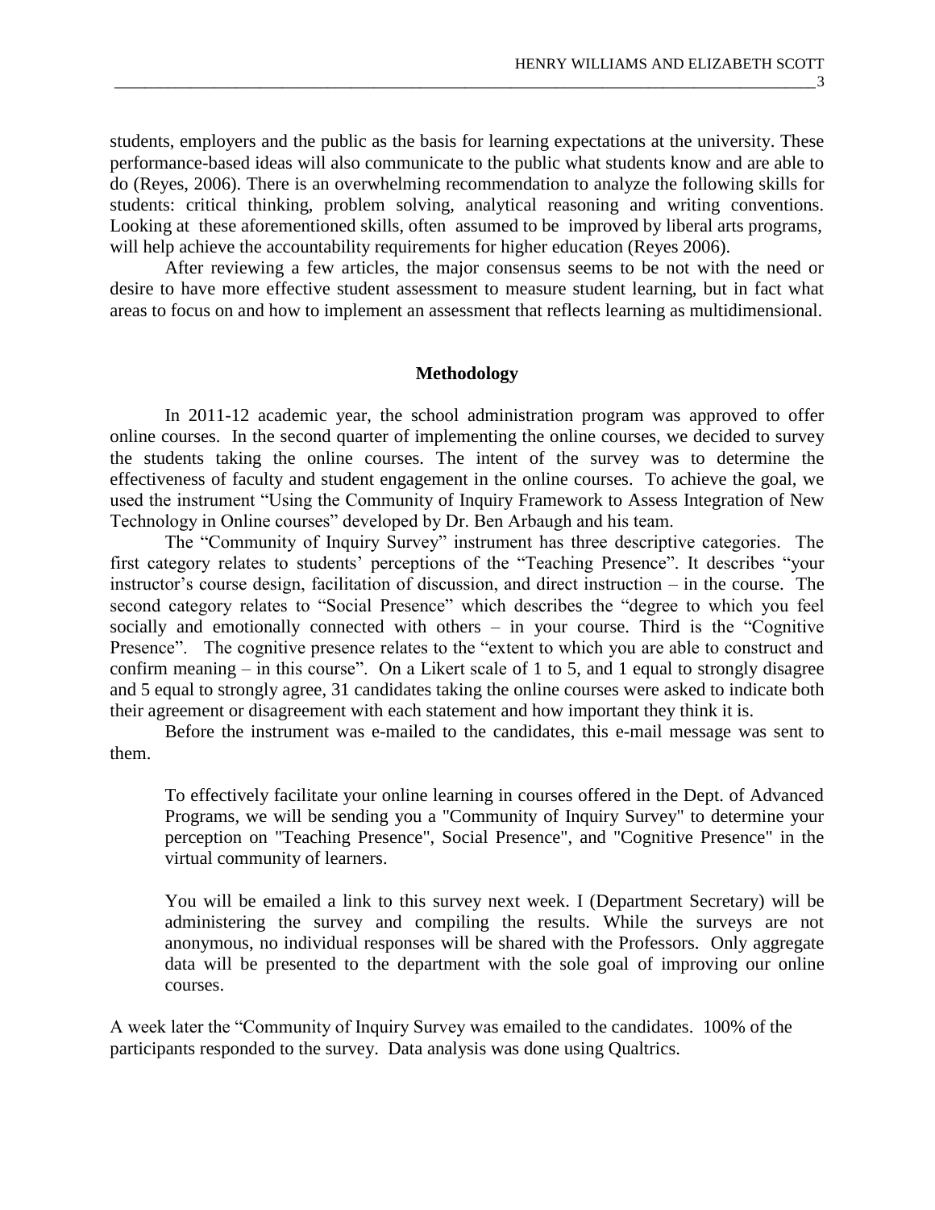students, employers and the public as the basis for learning expectations at the university. These performance-based ideas will also communicate to the public what students know and are able to do (Reyes, 2006). There is an overwhelming recommendation to analyze the following skills for students: critical thinking, problem solving, analytical reasoning and writing conventions. Looking at these aforementioned skills, often assumed to be improved by liberal arts programs, will help achieve the accountability requirements for higher education (Reyes 2006).

After reviewing a few articles, the major consensus seems to be not with the need or desire to have more effective student assessment to measure student learning, but in fact what areas to focus on and how to implement an assessment that reflects learning as multidimensional.

## Methodology

In 2011-12 academic year, the school administration program was approved to offer online courses. In the second quarter of implementing the online courses, we decided to survey the students taking the online courses. The intent of the survey was to determine the effectiveness of faculty and student engagement in the online courses. To achieve the goal, we used the instrument "Using the Community of Inquiry Framework to Assess Integration of New Technology in Online courses" developed by Dr. Ben Arbaugh and his team.

The "Community of Inquiry Survey" instrument has three descriptive categories. The first category relates to students' perceptions of the "Teaching Presence". It describes "your instructor's course design, facilitation of discussion, and direct instruction – in the course. The second category relates to "Social Presence" which describes the "degree to which you feel socially and emotionally connected with others – in your course. Third is the "Cognitive Presence". The cognitive presence relates to the "extent to which you are able to construct and confirm meaning – in this course". On a Likert scale of 1 to 5, and 1 equal to strongly disagree and 5 equal to strongly agree, 31 candidates taking the online courses were asked to indicate both their agreement or disagreement with each statement and how important they think it is.

Before the instrument was e-mailed to the candidates, this e-mail message was sent to them.

> To effectively facilitate your online learning in courses offered in the Dept. of Advanced Programs, we will be sending you a "Community of Inquiry Survey" to determine your perception on "Teaching Presence", Social Presence", and "Cognitive Presence" in the virtual community of learners.
>
> You will be emailed a link to this survey next week. I (Department Secretary) will be administering the survey and compiling the results. While the surveys are not anonymous, no individual responses will be shared with the Professors. Only aggregate data will be presented to the department with the sole goal of improving our online courses.

A week later the "Community of Inquiry Survey was emailed to the candidates. 100% of the participants responded to the survey. Data analysis was done using Qualtrics.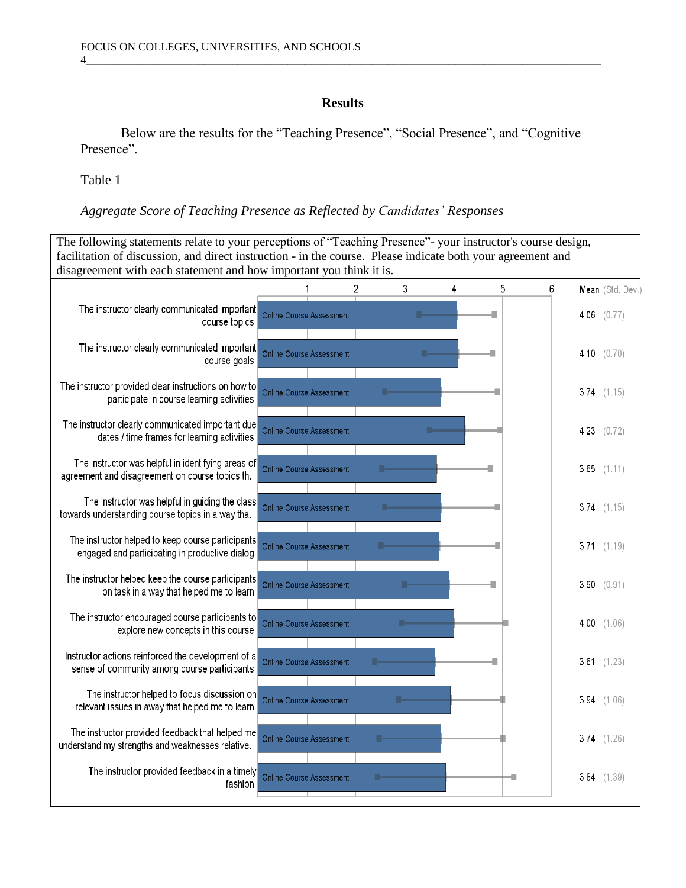## Results

Below are the results for the "Teaching Presence", "Social Presence", and "Cognitive Presence".

Table 1

*Aggregate Score of Teaching Presence as Reflected by Candidates' Responses*

The following statements relate to your perceptions of "Teaching Presence"- your instructor's course design, facilitation of discussion, and direct instruction - in the course. Please indicate both your agreement and disagreement with each statement and how important you think it is.

| Statement | | Mean (Std. Dev.) |
|---|---|---|
| The instructor clearly communicated important course topics. | Online Course Assessment | 4.06 (0.77) |
| The instructor clearly communicated important course goals. | Online Course Assessment | 4.10 (0.70) |
| The instructor provided clear instructions on how to participate in course learning activities. | Online Course Assessment | 3.74 (1.15) |
| The instructor clearly communicated important due dates / time frames for learning activities. | Online Course Assessment | 4.23 (0.72) |
| The instructor was helpful in identifying areas of agreement and disagreement on course topics th... | Online Course Assessment | 3.65 (1.11) |
| The instructor was helpful in guiding the class towards understanding course topics in a way tha... | Online Course Assessment | 3.74 (1.15) |
| The instructor helped to keep course participants engaged and participating in productive dialog. | Online Course Assessment | 3.71 (1.19) |
| The instructor helped keep the course participants on task in a way that helped me to learn. | Online Course Assessment | 3.90 (0.91) |
| The instructor encouraged course participants to explore new concepts in this course. | Online Course Assessment | 4.00 (1.06) |
| Instructor actions reinforced the development of a sense of community among course participants. | Online Course Assessment | 3.61 (1.23) |
| The instructor helped to focus discussion on relevant issues in away that helped me to learn. | Online Course Assessment | 3.94 (1.06) |
| The instructor provided feedback that helped me understand my strengths and weaknesses relative... | Online Course Assessment | 3.74 (1.26) |
| The instructor provided feedback in a timely fashion. | Online Course Assessment | 3.84 (1.39) |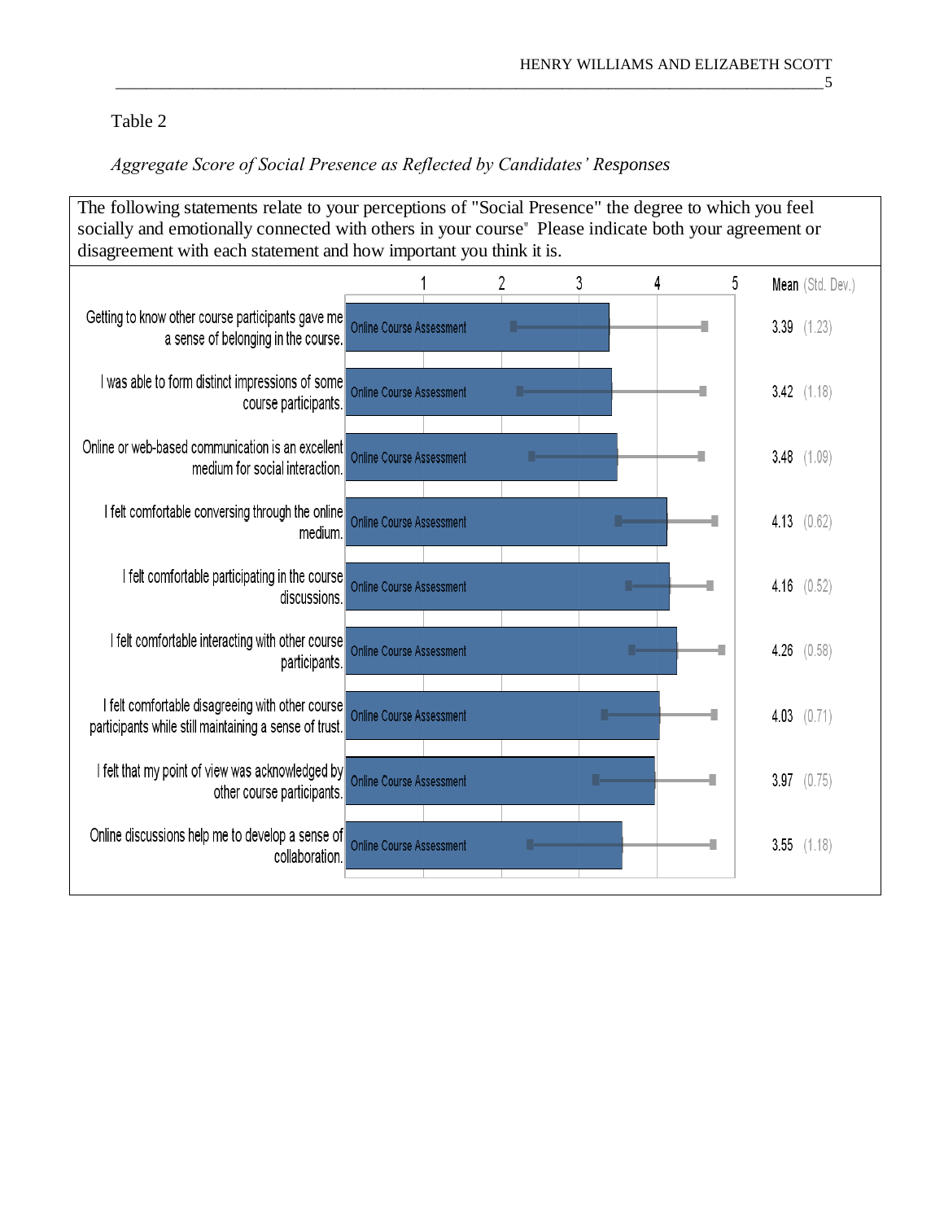Table 2

*Aggregate Score of Social Presence as Reflected by Candidates' Responses*

The following statements relate to your perceptions of "Social Presence" the degree to which you feel socially and emotionally connected with others in your course" Please indicate both your agreement or disagreement with each statement and how important you think it is.

| Statement | | Mean (Std. Dev.) |
|---|---|---|
| Getting to know other course participants gave me a sense of belonging in the course. | Online Course Assessment | 3.39 (1.23) |
| I was able to form distinct impressions of some course participants. | Online Course Assessment | 3.42 (1.18) |
| Online or web-based communication is an excellent medium for social interaction. | Online Course Assessment | 3.48 (1.09) |
| I felt comfortable conversing through the online medium. | Online Course Assessment | 4.13 (0.62) |
| I felt comfortable participating in the course discussions. | Online Course Assessment | 4.16 (0.52) |
| I felt comfortable interacting with other course participants. | Online Course Assessment | 4.26 (0.58) |
| I felt comfortable disagreeing with other course participants while still maintaining a sense of trust. | Online Course Assessment | 4.03 (0.71) |
| I felt that my point of view was acknowledged by other course participants. | Online Course Assessment | 3.97 (0.75) |
| Online discussions help me to develop a sense of collaboration. | Online Course Assessment | 3.55 (1.18) |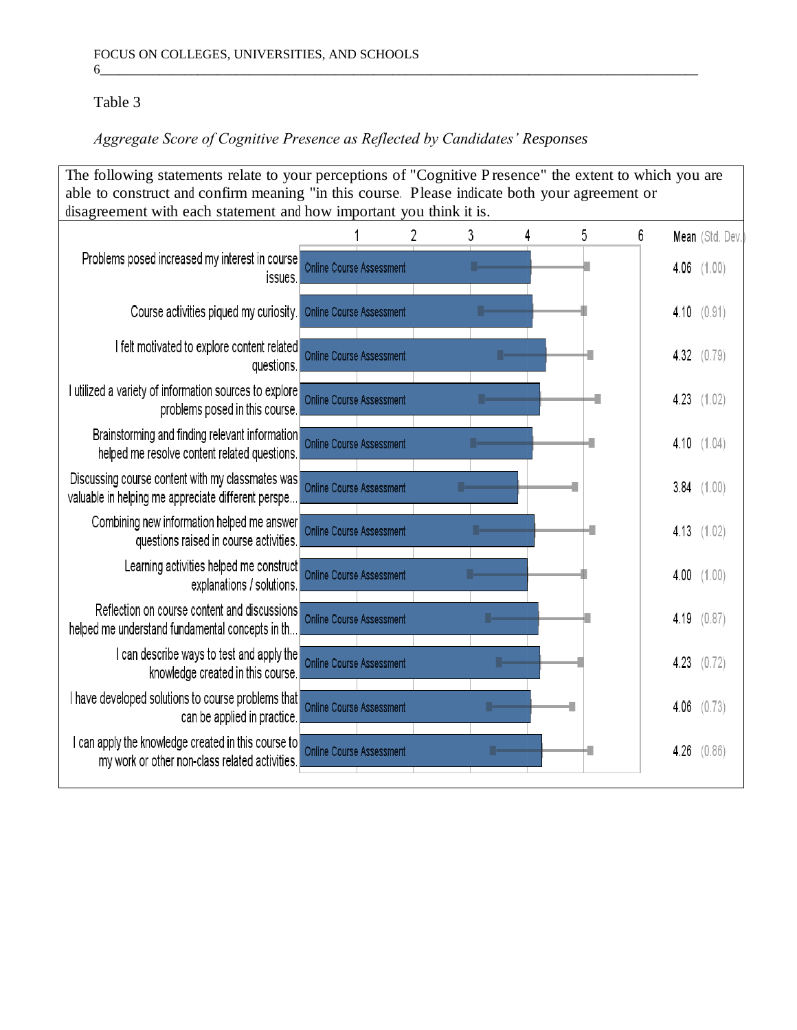Table 3

*Aggregate Score of Cognitive Presence as Reflected by Candidates' Responses*

The following statements relate to your perceptions of "Cognitive Presence" the extent to which you are able to construct and confirm meaning "in this course. Please indicate both your agreement or disagreement with each statement and how important you think it is.

| Statement | | Mean | (Std. Dev.) |
|---|---|---|---|
| Problems posed increased my interest in course issues. | Online Course Assessment | 4.06 | (1.00) |
| Course activities piqued my curiosity. | Online Course Assessment | 4.10 | (0.91) |
| I felt motivated to explore content related questions. | Online Course Assessment | 4.32 | (0.79) |
| I utilized a variety of information sources to explore problems posed in this course. | Online Course Assessment | 4.23 | (1.02) |
| Brainstorming and finding relevant information helped me resolve content related questions. | Online Course Assessment | 4.10 | (1.04) |
| Discussing course content with my classmates was valuable in helping me appreciate different perspe... | Online Course Assessment | 3.84 | (1.00) |
| Combining new information helped me answer questions raised in course activities. | Online Course Assessment | 4.13 | (1.02) |
| Learning activities helped me construct explanations / solutions. | Online Course Assessment | 4.00 | (1.00) |
| Reflection on course content and discussions helped me understand fundamental concepts in th... | Online Course Assessment | 4.19 | (0.87) |
| I can describe ways to test and apply the knowledge created in this course. | Online Course Assessment | 4.23 | (0.72) |
| I have developed solutions to course problems that can be applied in practice. | Online Course Assessment | 4.06 | (0.73) |
| I can apply the knowledge created in this course to my work or other non-class related activities. | Online Course Assessment | 4.26 | (0.86) |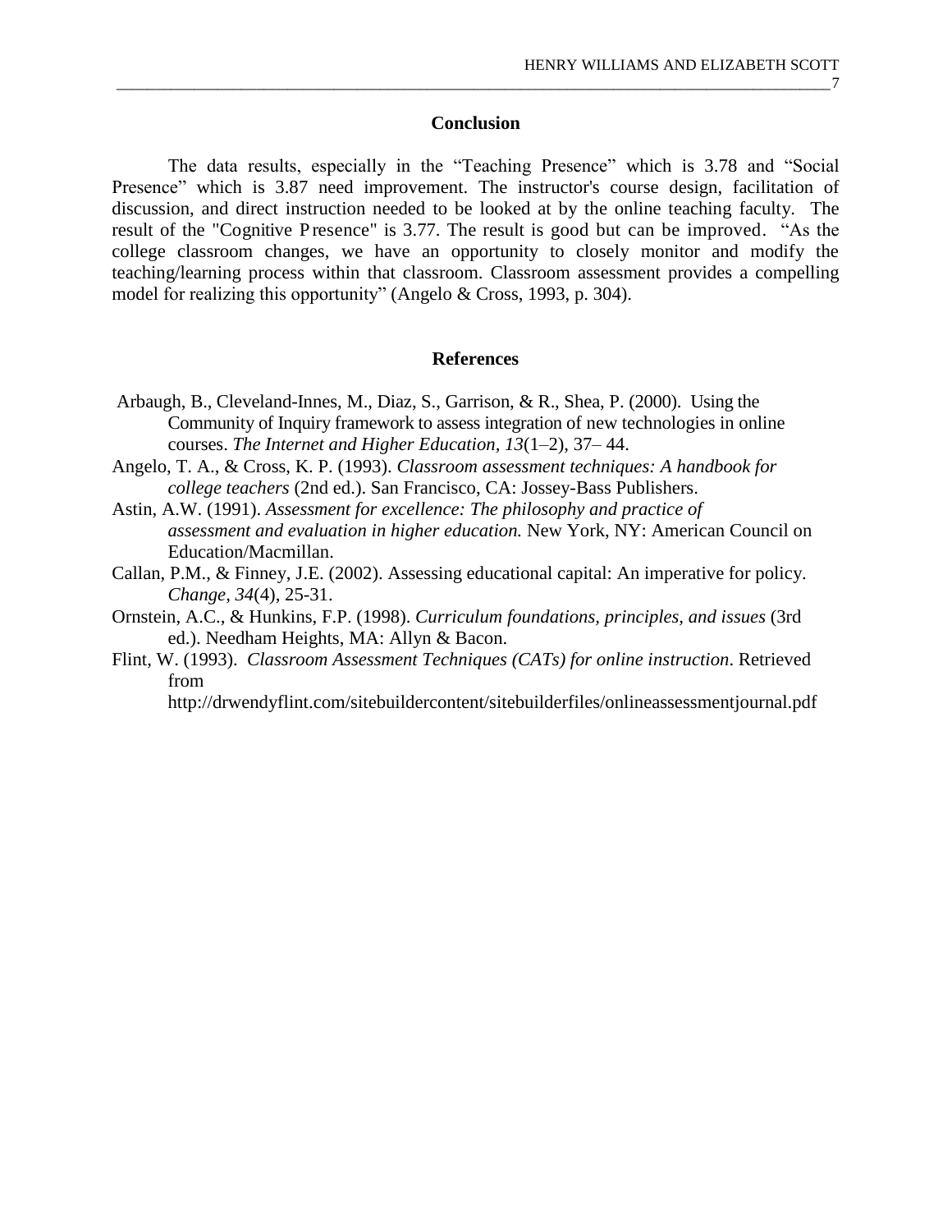## Conclusion

The data results, especially in the "Teaching Presence" which is 3.78 and "Social Presence" which is 3.87 need improvement. The instructor's course design, facilitation of discussion, and direct instruction needed to be looked at by the online teaching faculty. The result of the "Cognitive Presence" is 3.77. The result is good but can be improved. "As the college classroom changes, we have an opportunity to closely monitor and modify the teaching/learning process within that classroom. Classroom assessment provides a compelling model for realizing this opportunity" (Angelo & Cross, 1993, p. 304).

## References

Arbaugh, B., Cleveland-Innes, M., Diaz, S., Garrison, & R., Shea, P. (2000). Using the Community of Inquiry framework to assess integration of new technologies in online courses. *The Internet and Higher Education, 13*(1–2), 37– 44.

Angelo, T. A., & Cross, K. P. (1993). *Classroom assessment techniques: A handbook for college teachers* (2nd ed.). San Francisco, CA: Jossey-Bass Publishers.

Astin, A.W. (1991). *Assessment for excellence: The philosophy and practice of assessment and evaluation in higher education.* New York, NY: American Council on Education/Macmillan.

Callan, P.M., & Finney, J.E. (2002). Assessing educational capital: An imperative for policy. *Change, 34*(4), 25-31.

Ornstein, A.C., & Hunkins, F.P. (1998). *Curriculum foundations, principles, and issues* (3rd ed.). Needham Heights, MA: Allyn & Bacon.

Flint, W. (1993). *Classroom Assessment Techniques (CATs) for online instruction*. Retrieved from http://drwendyflint.com/sitebuildercontent/sitebuilderfiles/onlineassessmentjournal.pdf